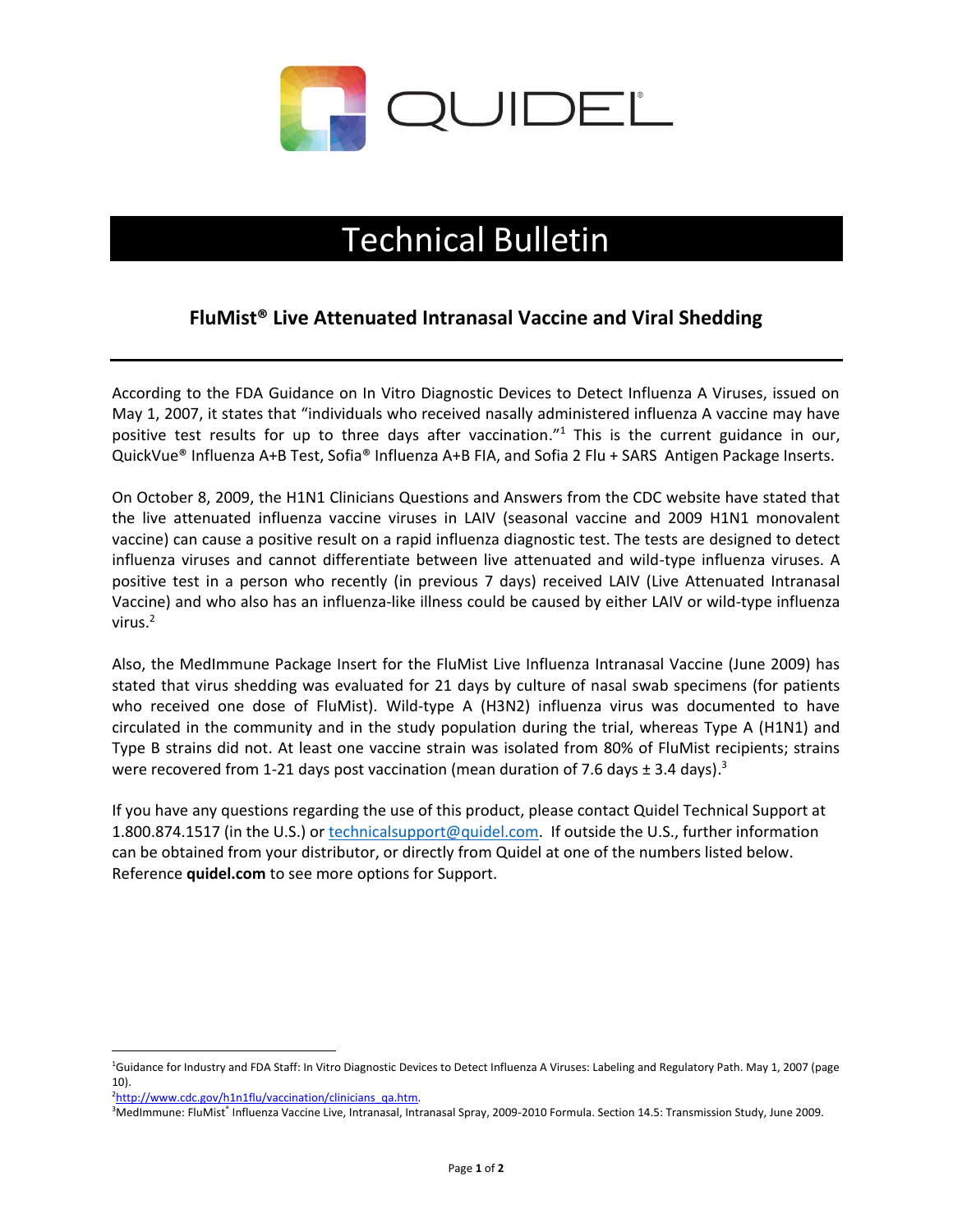QUIDEL

# Technical Bulletin

## FluMist® Live Attenuated Intranasal Vaccine and Viral Shedding

According to the FDA Guidance on In Vitro Diagnostic Devices to Detect Influenza A Viruses, issued on May 1, 2007, it states that "individuals who received nasally administered influenza A vaccine may have positive test results for up to three days after vaccination."[1] This is the current guidance in our, QuickVue® Influenza A+B Test, Sofia® Influenza A+B FIA, and Sofia 2 Flu + SARS Antigen Package Inserts.

On October 8, 2009, the H1N1 Clinicians Questions and Answers from the CDC website have stated that the live attenuated influenza vaccine viruses in LAIV (seasonal vaccine and 2009 H1N1 monovalent vaccine) can cause a positive result on a rapid influenza diagnostic test. The tests are designed to detect influenza viruses and cannot differentiate between live attenuated and wild-type influenza viruses. A positive test in a person who recently (in previous 7 days) received LAIV (Live Attenuated Intranasal Vaccine) and who also has an influenza-like illness could be caused by either LAIV or wild-type influenza virus.[2]

Also, the MedImmune Package Insert for the FluMist Live Influenza Intranasal Vaccine (June 2009) has stated that virus shedding was evaluated for 21 days by culture of nasal swab specimens (for patients who received one dose of FluMist). Wild-type A (H3N2) influenza virus was documented to have circulated in the community and in the study population during the trial, whereas Type A (H1N1) and Type B strains did not. At least one vaccine strain was isolated from 80% of FluMist recipients; strains were recovered from 1-21 days post vaccination (mean duration of 7.6 days ± 3.4 days).[3]

If you have any questions regarding the use of this product, please contact Quidel Technical Support at 1.800.874.1517 (in the U.S.) or technicalsupport@quidel.com. If outside the U.S., further information can be obtained from your distributor, or directly from Quidel at one of the numbers listed below. Reference **quidel.com** to see more options for Support.

---

[1] Guidance for Industry and FDA Staff: In Vitro Diagnostic Devices to Detect Influenza A Viruses: Labeling and Regulatory Path. May 1, 2007 (page 10).

[2] http://www.cdc.gov/h1n1flu/vaccination/clinicians_qa.htm.

[3] MedImmune: FluMist® Influenza Vaccine Live, Intranasal, Intranasal Spray, 2009-2010 Formula. Section 14.5: Transmission Study, June 2009.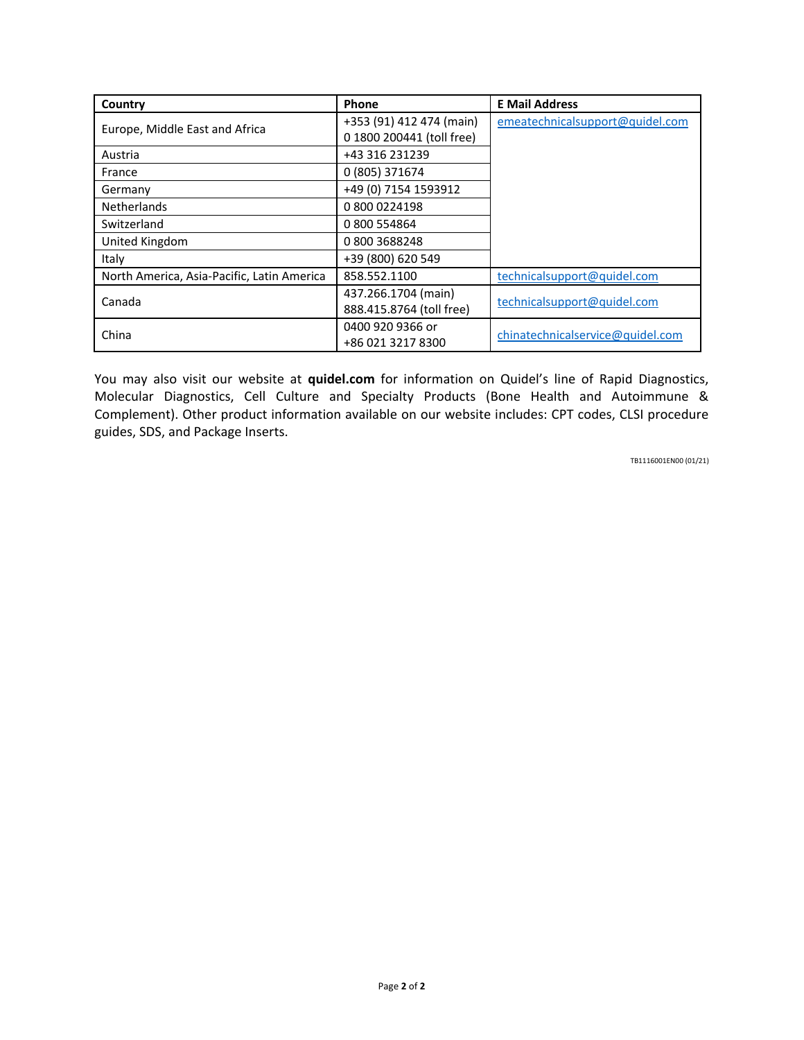| Country | Phone | E Mail Address |
|---|---|---|
| Europe, Middle East and Africa | +353 (91) 412 474 (main)<br>0 1800 200441 (toll free) | emeatechnicalsupport@quidel.com |
| Austria | +43 316 231239 | |
| France | 0 (805) 371674 | |
| Germany | +49 (0) 7154 1593912 | |
| Netherlands | 0 800 0224198 | |
| Switzerland | 0 800 554864 | |
| United Kingdom | 0 800 3688248 | |
| Italy | +39 (800) 620 549 | |
| North America, Asia-Pacific, Latin America | 858.552.1100 | technicalsupport@quidel.com |
| Canada | 437.266.1704 (main)<br>888.415.8764 (toll free) | technicalsupport@quidel.com |
| China | 0400 920 9366 or<br>+86 021 3217 8300 | chinatechnicalservice@quidel.com |

You may also visit our website at **quidel.com** for information on Quidel's line of Rapid Diagnostics, Molecular Diagnostics, Cell Culture and Specialty Products (Bone Health and Autoimmune & Complement). Other product information available on our website includes: CPT codes, CLSI procedure guides, SDS, and Package Inserts.

TB1116001EN00 (01/21)